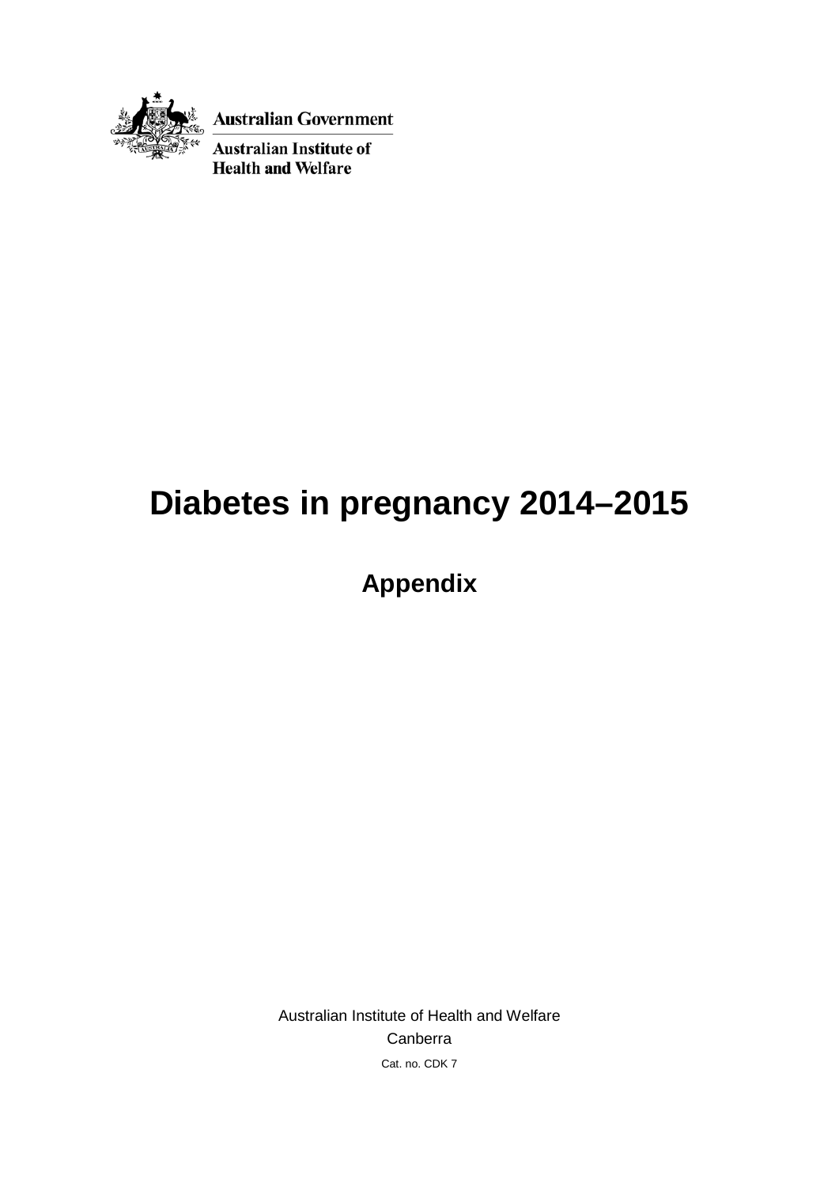Australian Government

Australian Institute of Health and Welfare

# Diabetes in pregnancy 2014–2015

## Appendix

Australian Institute of Health and Welfare

Canberra

Cat. no. CDK 7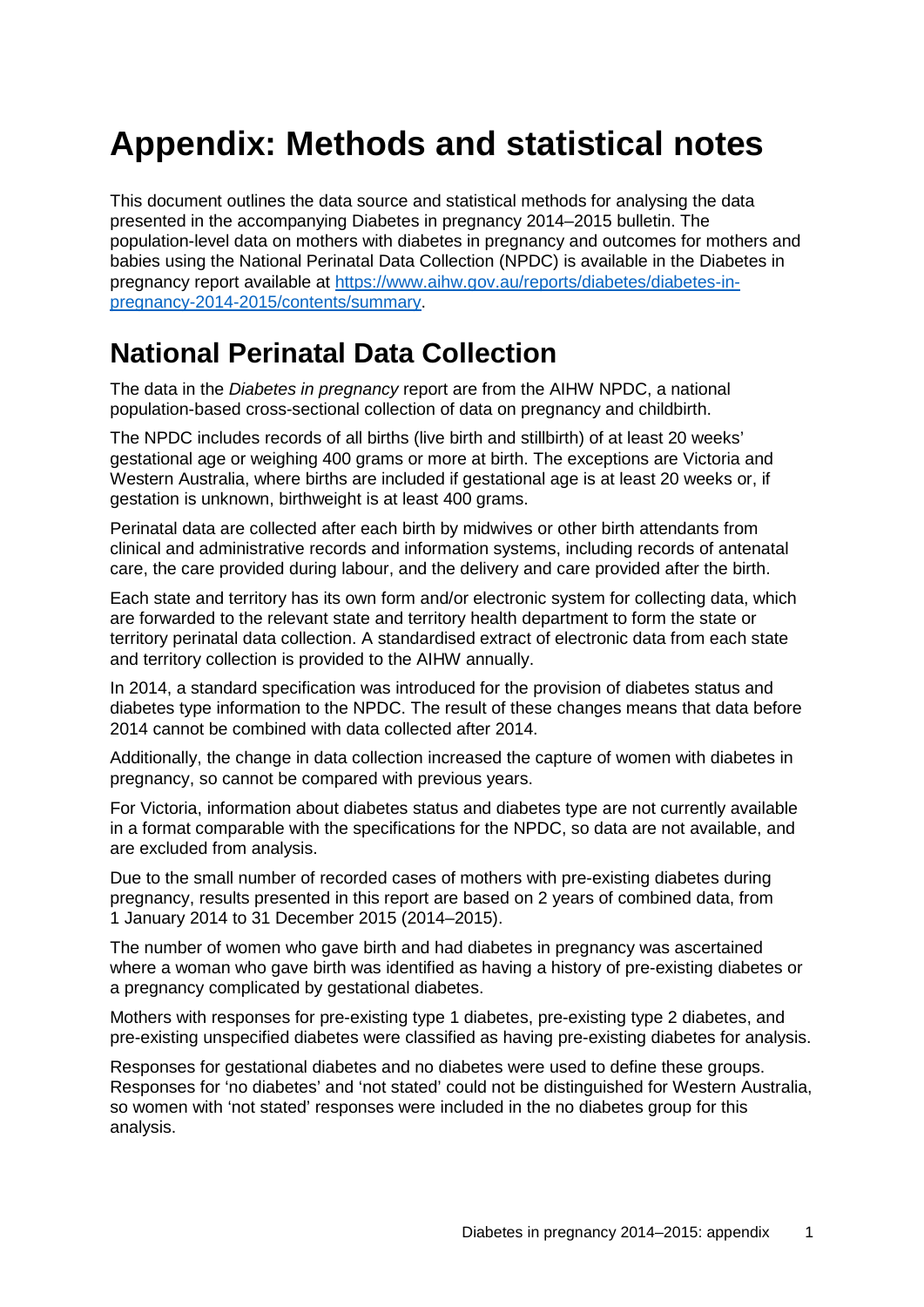# Appendix: Methods and statistical notes

This document outlines the data source and statistical methods for analysing the data presented in the accompanying Diabetes in pregnancy 2014–2015 bulletin. The population-level data on mothers with diabetes in pregnancy and outcomes for mothers and babies using the National Perinatal Data Collection (NPDC) is available in the Diabetes in pregnancy report available at [https://www.aihw.gov.au/reports/diabetes/diabetes-in-pregnancy-2014-2015/contents/summary](https://www.aihw.gov.au/reports/diabetes/diabetes-in-pregnancy-2014-2015/contents/summary).

## National Perinatal Data Collection

The data in the *Diabetes in pregnancy* report are from the AIHW NPDC, a national population-based cross-sectional collection of data on pregnancy and childbirth.

The NPDC includes records of all births (live birth and stillbirth) of at least 20 weeks' gestational age or weighing 400 grams or more at birth. The exceptions are Victoria and Western Australia, where births are included if gestational age is at least 20 weeks or, if gestation is unknown, birthweight is at least 400 grams.

Perinatal data are collected after each birth by midwives or other birth attendants from clinical and administrative records and information systems, including records of antenatal care, the care provided during labour, and the delivery and care provided after the birth.

Each state and territory has its own form and/or electronic system for collecting data, which are forwarded to the relevant state and territory health department to form the state or territory perinatal data collection. A standardised extract of electronic data from each state and territory collection is provided to the AIHW annually.

In 2014, a standard specification was introduced for the provision of diabetes status and diabetes type information to the NPDC. The result of these changes means that data before 2014 cannot be combined with data collected after 2014.

Additionally, the change in data collection increased the capture of women with diabetes in pregnancy, so cannot be compared with previous years.

For Victoria, information about diabetes status and diabetes type are not currently available in a format comparable with the specifications for the NPDC, so data are not available, and are excluded from analysis.

Due to the small number of recorded cases of mothers with pre-existing diabetes during pregnancy, results presented in this report are based on 2 years of combined data, from 1 January 2014 to 31 December 2015 (2014–2015).

The number of women who gave birth and had diabetes in pregnancy was ascertained where a woman who gave birth was identified as having a history of pre-existing diabetes or a pregnancy complicated by gestational diabetes.

Mothers with responses for pre-existing type 1 diabetes, pre-existing type 2 diabetes, and pre-existing unspecified diabetes were classified as having pre-existing diabetes for analysis.

Responses for gestational diabetes and no diabetes were used to define these groups. Responses for 'no diabetes' and 'not stated' could not be distinguished for Western Australia, so women with 'not stated' responses were included in the no diabetes group for this analysis.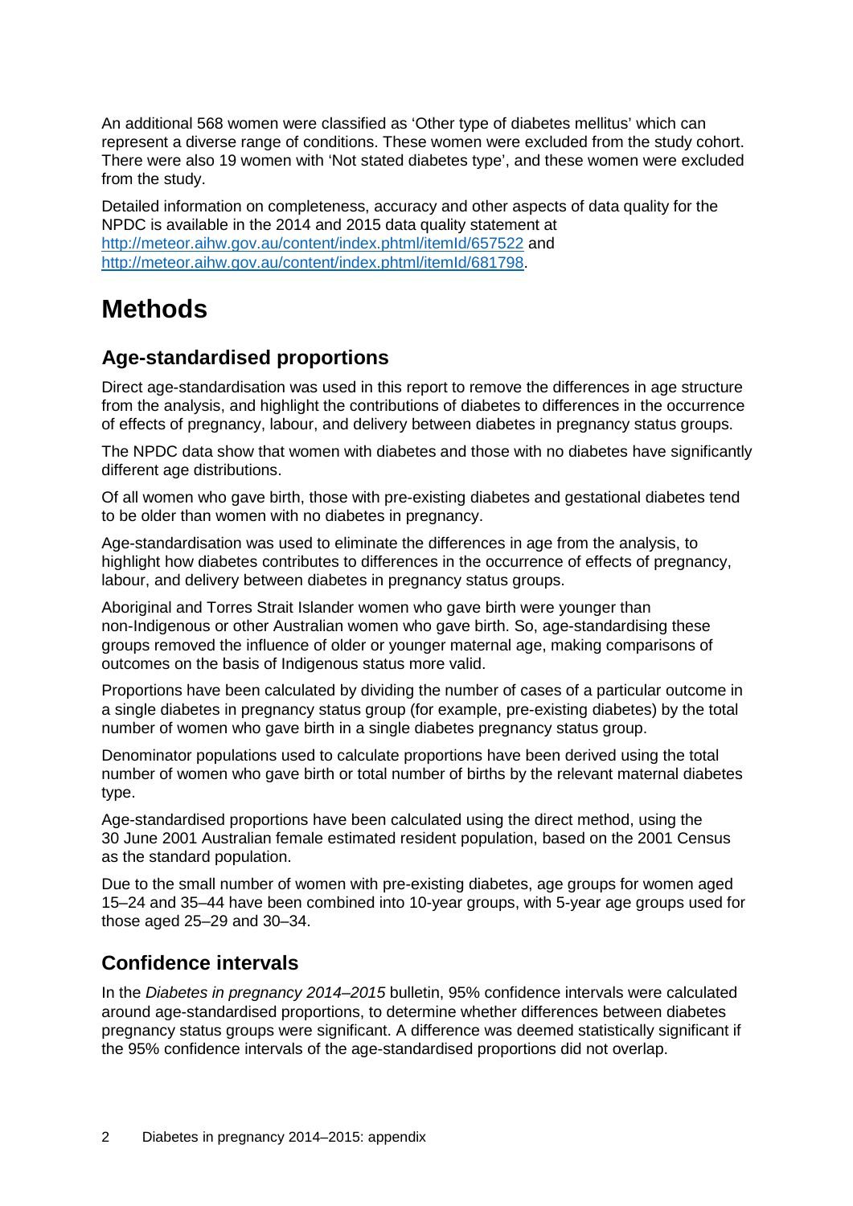An additional 568 women were classified as 'Other type of diabetes mellitus' which can represent a diverse range of conditions. These women were excluded from the study cohort. There were also 19 women with 'Not stated diabetes type', and these women were excluded from the study.

Detailed information on completeness, accuracy and other aspects of data quality for the NPDC is available in the 2014 and 2015 data quality statement at http://meteor.aihw.gov.au/content/index.phtml/itemId/657522 and http://meteor.aihw.gov.au/content/index.phtml/itemId/681798.

# Methods

## Age-standardised proportions

Direct age-standardisation was used in this report to remove the differences in age structure from the analysis, and highlight the contributions of diabetes to differences in the occurrence of effects of pregnancy, labour, and delivery between diabetes in pregnancy status groups.

The NPDC data show that women with diabetes and those with no diabetes have significantly different age distributions.

Of all women who gave birth, those with pre-existing diabetes and gestational diabetes tend to be older than women with no diabetes in pregnancy.

Age-standardisation was used to eliminate the differences in age from the analysis, to highlight how diabetes contributes to differences in the occurrence of effects of pregnancy, labour, and delivery between diabetes in pregnancy status groups.

Aboriginal and Torres Strait Islander women who gave birth were younger than non-Indigenous or other Australian women who gave birth. So, age-standardising these groups removed the influence of older or younger maternal age, making comparisons of outcomes on the basis of Indigenous status more valid.

Proportions have been calculated by dividing the number of cases of a particular outcome in a single diabetes in pregnancy status group (for example, pre-existing diabetes) by the total number of women who gave birth in a single diabetes pregnancy status group.

Denominator populations used to calculate proportions have been derived using the total number of women who gave birth or total number of births by the relevant maternal diabetes type.

Age-standardised proportions have been calculated using the direct method, using the 30 June 2001 Australian female estimated resident population, based on the 2001 Census as the standard population.

Due to the small number of women with pre-existing diabetes, age groups for women aged 15–24 and 35–44 have been combined into 10-year groups, with 5-year age groups used for those aged 25–29 and 30–34.

## Confidence intervals

In the *Diabetes in pregnancy 2014–2015* bulletin, 95% confidence intervals were calculated around age-standardised proportions, to determine whether differences between diabetes pregnancy status groups were significant. A difference was deemed statistically significant if the 95% confidence intervals of the age-standardised proportions did not overlap.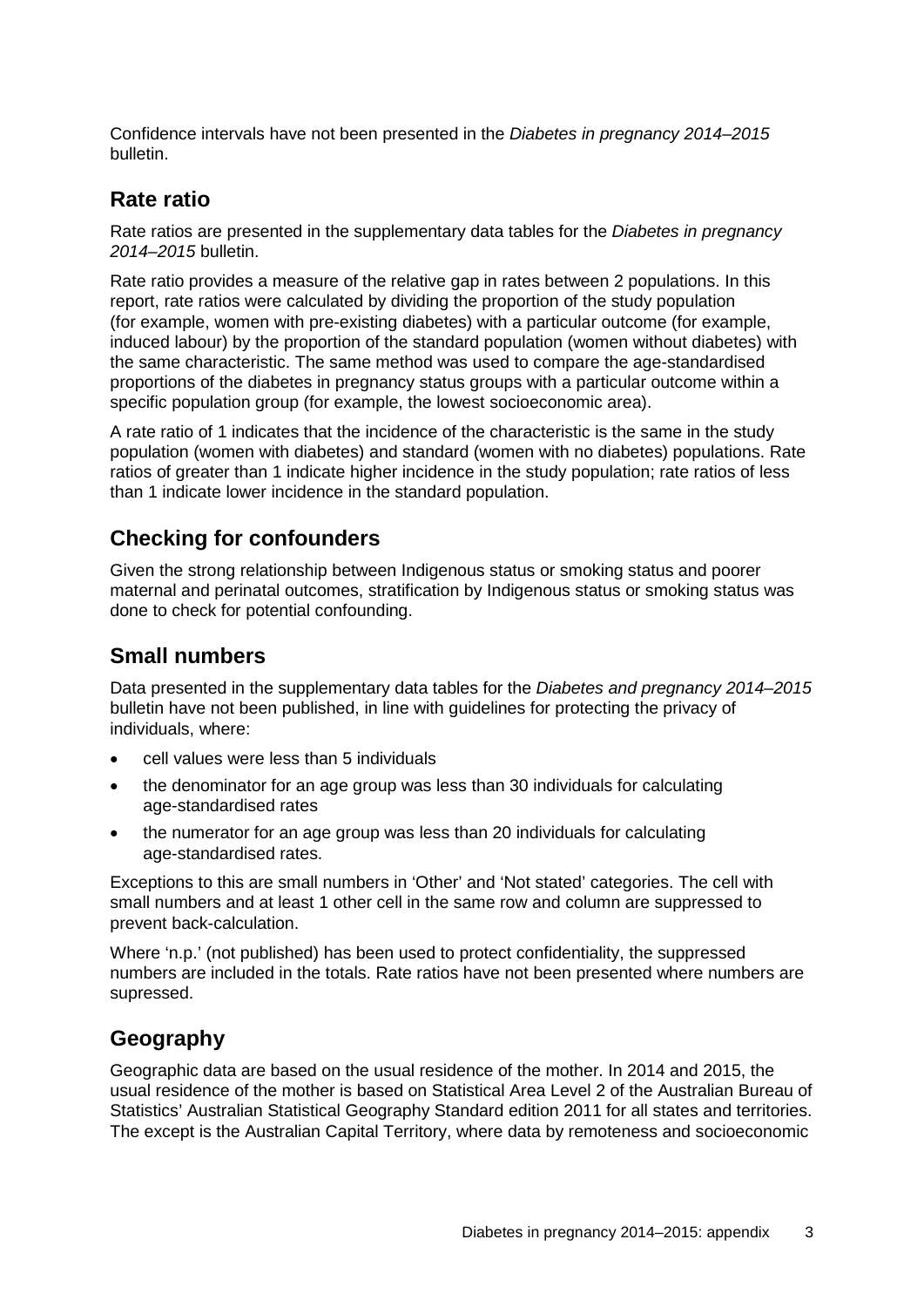Confidence intervals have not been presented in the *Diabetes in pregnancy 2014–2015* bulletin.

## Rate ratio

Rate ratios are presented in the supplementary data tables for the *Diabetes in pregnancy 2014–2015* bulletin.

Rate ratio provides a measure of the relative gap in rates between 2 populations. In this report, rate ratios were calculated by dividing the proportion of the study population (for example, women with pre-existing diabetes) with a particular outcome (for example, induced labour) by the proportion of the standard population (women without diabetes) with the same characteristic. The same method was used to compare the age-standardised proportions of the diabetes in pregnancy status groups with a particular outcome within a specific population group (for example, the lowest socioeconomic area).

A rate ratio of 1 indicates that the incidence of the characteristic is the same in the study population (women with diabetes) and standard (women with no diabetes) populations. Rate ratios of greater than 1 indicate higher incidence in the study population; rate ratios of less than 1 indicate lower incidence in the standard population.

## Checking for confounders

Given the strong relationship between Indigenous status or smoking status and poorer maternal and perinatal outcomes, stratification by Indigenous status or smoking status was done to check for potential confounding.

## Small numbers

Data presented in the supplementary data tables for the *Diabetes and pregnancy 2014–2015* bulletin have not been published, in line with guidelines for protecting the privacy of individuals, where:

- cell values were less than 5 individuals
- the denominator for an age group was less than 30 individuals for calculating age-standardised rates
- the numerator for an age group was less than 20 individuals for calculating age-standardised rates.

Exceptions to this are small numbers in 'Other' and 'Not stated' categories. The cell with small numbers and at least 1 other cell in the same row and column are suppressed to prevent back-calculation.

Where 'n.p.' (not published) has been used to protect confidentiality, the suppressed numbers are included in the totals. Rate ratios have not been presented where numbers are supressed.

## Geography

Geographic data are based on the usual residence of the mother. In 2014 and 2015, the usual residence of the mother is based on Statistical Area Level 2 of the Australian Bureau of Statistics' Australian Statistical Geography Standard edition 2011 for all states and territories. The except is the Australian Capital Territory, where data by remoteness and socioeconomic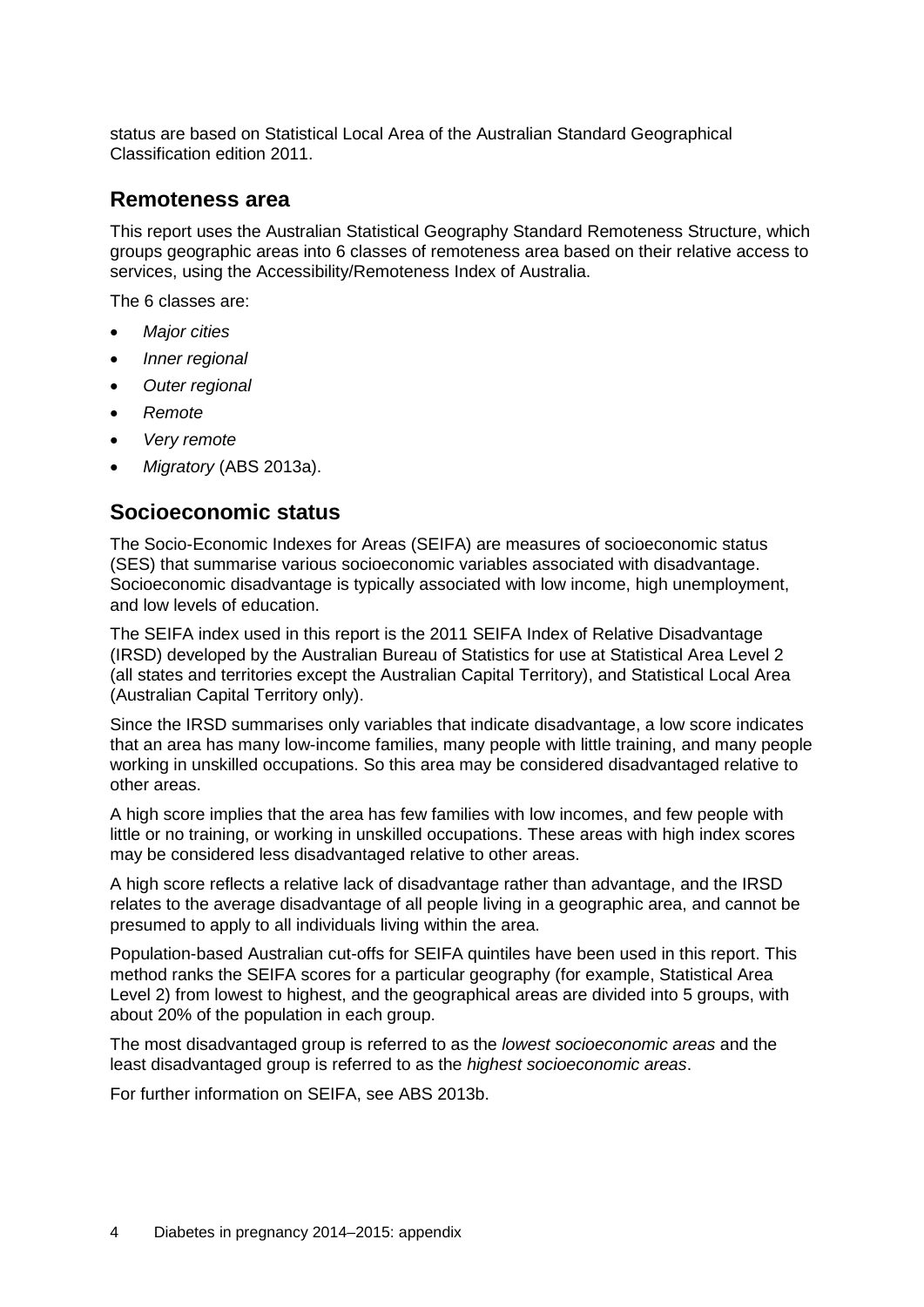status are based on Statistical Local Area of the Australian Standard Geographical Classification edition 2011.

## Remoteness area

This report uses the Australian Statistical Geography Standard Remoteness Structure, which groups geographic areas into 6 classes of remoteness area based on their relative access to services, using the Accessibility/Remoteness Index of Australia.

The 6 classes are:

- *Major cities*
- *Inner regional*
- *Outer regional*
- *Remote*
- *Very remote*
- *Migratory* (ABS 2013a).

## Socioeconomic status

The Socio-Economic Indexes for Areas (SEIFA) are measures of socioeconomic status (SES) that summarise various socioeconomic variables associated with disadvantage. Socioeconomic disadvantage is typically associated with low income, high unemployment, and low levels of education.

The SEIFA index used in this report is the 2011 SEIFA Index of Relative Disadvantage (IRSD) developed by the Australian Bureau of Statistics for use at Statistical Area Level 2 (all states and territories except the Australian Capital Territory), and Statistical Local Area (Australian Capital Territory only).

Since the IRSD summarises only variables that indicate disadvantage, a low score indicates that an area has many low-income families, many people with little training, and many people working in unskilled occupations. So this area may be considered disadvantaged relative to other areas.

A high score implies that the area has few families with low incomes, and few people with little or no training, or working in unskilled occupations. These areas with high index scores may be considered less disadvantaged relative to other areas.

A high score reflects a relative lack of disadvantage rather than advantage, and the IRSD relates to the average disadvantage of all people living in a geographic area, and cannot be presumed to apply to all individuals living within the area.

Population-based Australian cut-offs for SEIFA quintiles have been used in this report. This method ranks the SEIFA scores for a particular geography (for example, Statistical Area Level 2) from lowest to highest, and the geographical areas are divided into 5 groups, with about 20% of the population in each group.

The most disadvantaged group is referred to as the *lowest socioeconomic areas* and the least disadvantaged group is referred to as the *highest socioeconomic areas*.

For further information on SEIFA, see ABS 2013b.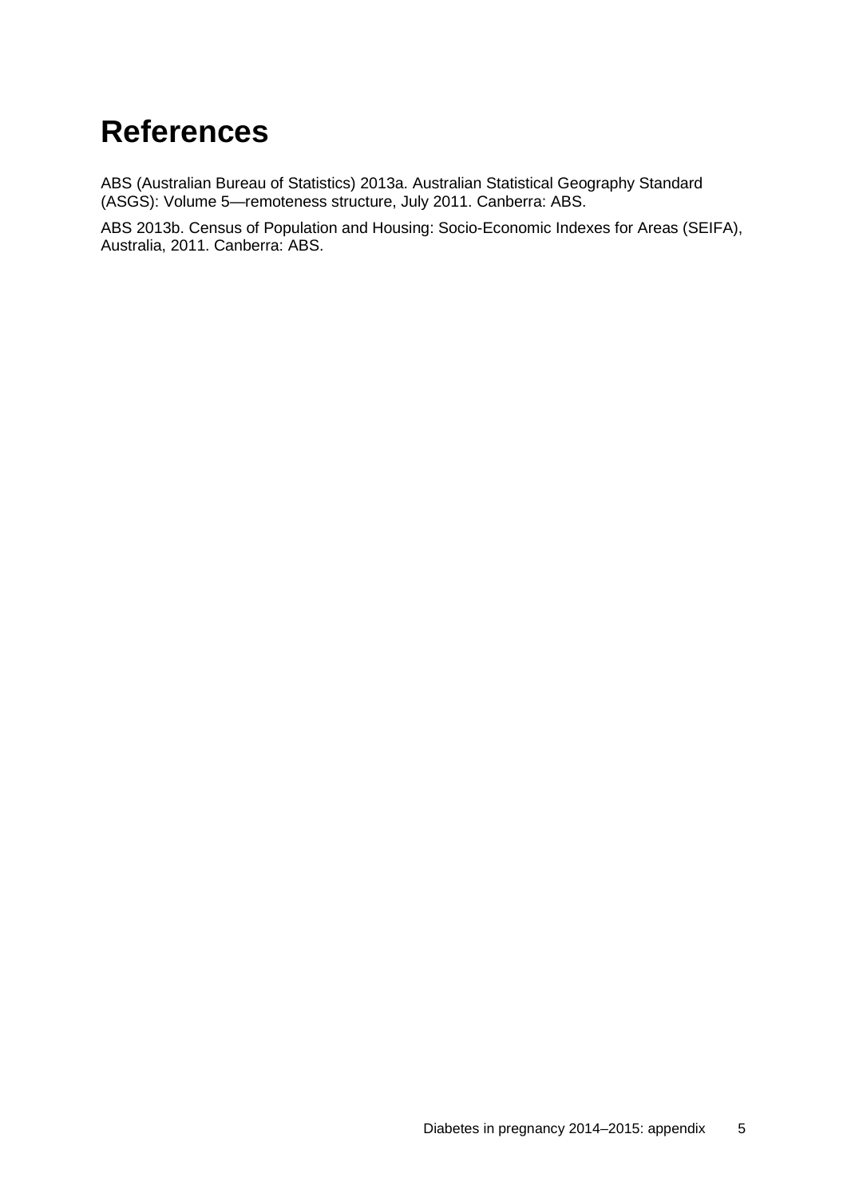# References

ABS (Australian Bureau of Statistics) 2013a. Australian Statistical Geography Standard (ASGS): Volume 5—remoteness structure, July 2011. Canberra: ABS.

ABS 2013b. Census of Population and Housing: Socio-Economic Indexes for Areas (SEIFA), Australia, 2011. Canberra: ABS.